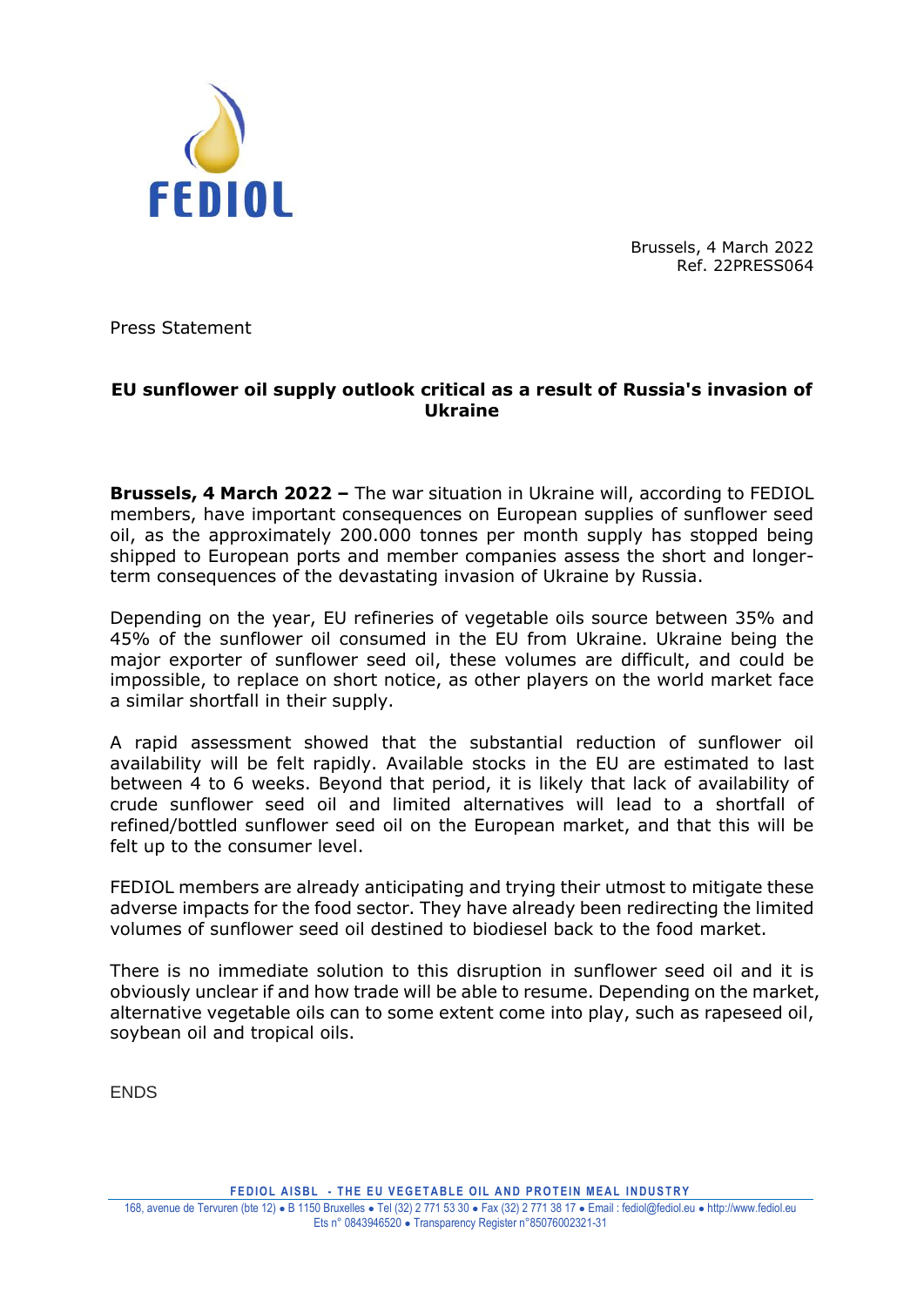FEDIOL

Brussels, 4 March 2022
Ref. 22PRESS064

Press Statement

## EU sunflower oil supply outlook critical as a result of Russia's invasion of Ukraine

**Brussels, 4 March 2022 –** The war situation in Ukraine will, according to FEDIOL members, have important consequences on European supplies of sunflower seed oil, as the approximately 200.000 tonnes per month supply has stopped being shipped to European ports and member companies assess the short and longer-term consequences of the devastating invasion of Ukraine by Russia.

Depending on the year, EU refineries of vegetable oils source between 35% and 45% of the sunflower oil consumed in the EU from Ukraine. Ukraine being the major exporter of sunflower seed oil, these volumes are difficult, and could be impossible, to replace on short notice, as other players on the world market face a similar shortfall in their supply.

A rapid assessment showed that the substantial reduction of sunflower oil availability will be felt rapidly. Available stocks in the EU are estimated to last between 4 to 6 weeks. Beyond that period, it is likely that lack of availability of crude sunflower seed oil and limited alternatives will lead to a shortfall of refined/bottled sunflower seed oil on the European market, and that this will be felt up to the consumer level.

FEDIOL members are already anticipating and trying their utmost to mitigate these adverse impacts for the food sector. They have already been redirecting the limited volumes of sunflower seed oil destined to biodiesel back to the food market.

There is no immediate solution to this disruption in sunflower seed oil and it is obviously unclear if and how trade will be able to resume. Depending on the market, alternative vegetable oils can to some extent come into play, such as rapeseed oil, soybean oil and tropical oils.

ENDS

FEDIOL AISBL - THE EU VEGETABLE OIL AND PROTEIN MEAL INDUSTRY
168, avenue de Tervuren (bte 12) ● B 1150 Bruxelles ● Tel (32) 2 771 53 30 ● Fax (32) 2 771 38 17 ● Email : fediol@fediol.eu ● http://www.fediol.eu
Ets n° 0843946520 ● Transparency Register n°85076002321-31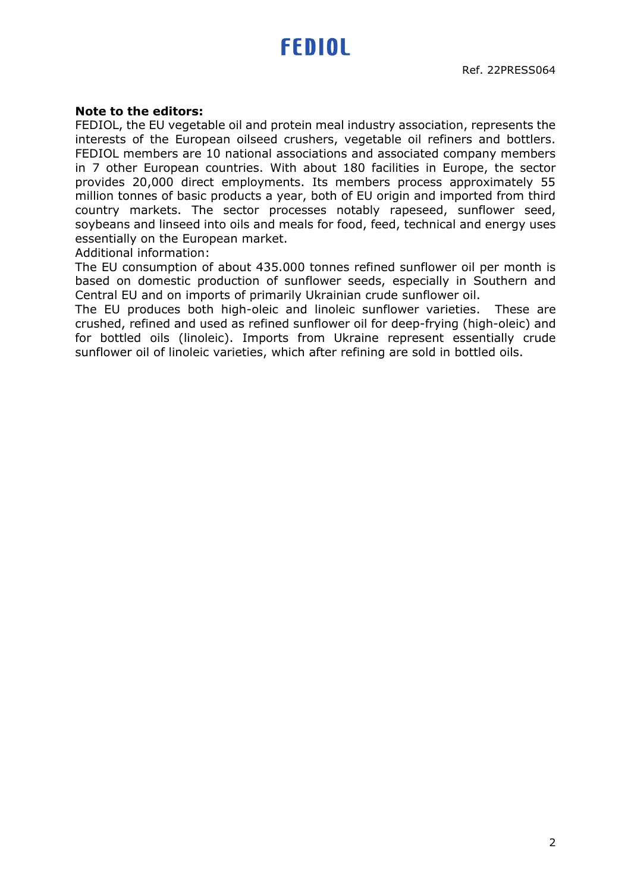**Note to the editors:**

FEDIOL, the EU vegetable oil and protein meal industry association, represents the interests of the European oilseed crushers, vegetable oil refiners and bottlers. FEDIOL members are 10 national associations and associated company members in 7 other European countries. With about 180 facilities in Europe, the sector provides 20,000 direct employments. Its members process approximately 55 million tonnes of basic products a year, both of EU origin and imported from third country markets. The sector processes notably rapeseed, sunflower seed, soybeans and linseed into oils and meals for food, feed, technical and energy uses essentially on the European market.

Additional information:

The EU consumption of about 435.000 tonnes refined sunflower oil per month is based on domestic production of sunflower seeds, especially in Southern and Central EU and on imports of primarily Ukrainian crude sunflower oil.

The EU produces both high-oleic and linoleic sunflower varieties. These are crushed, refined and used as refined sunflower oil for deep-frying (high-oleic) and for bottled oils (linoleic). Imports from Ukraine represent essentially crude sunflower oil of linoleic varieties, which after refining are sold in bottled oils.